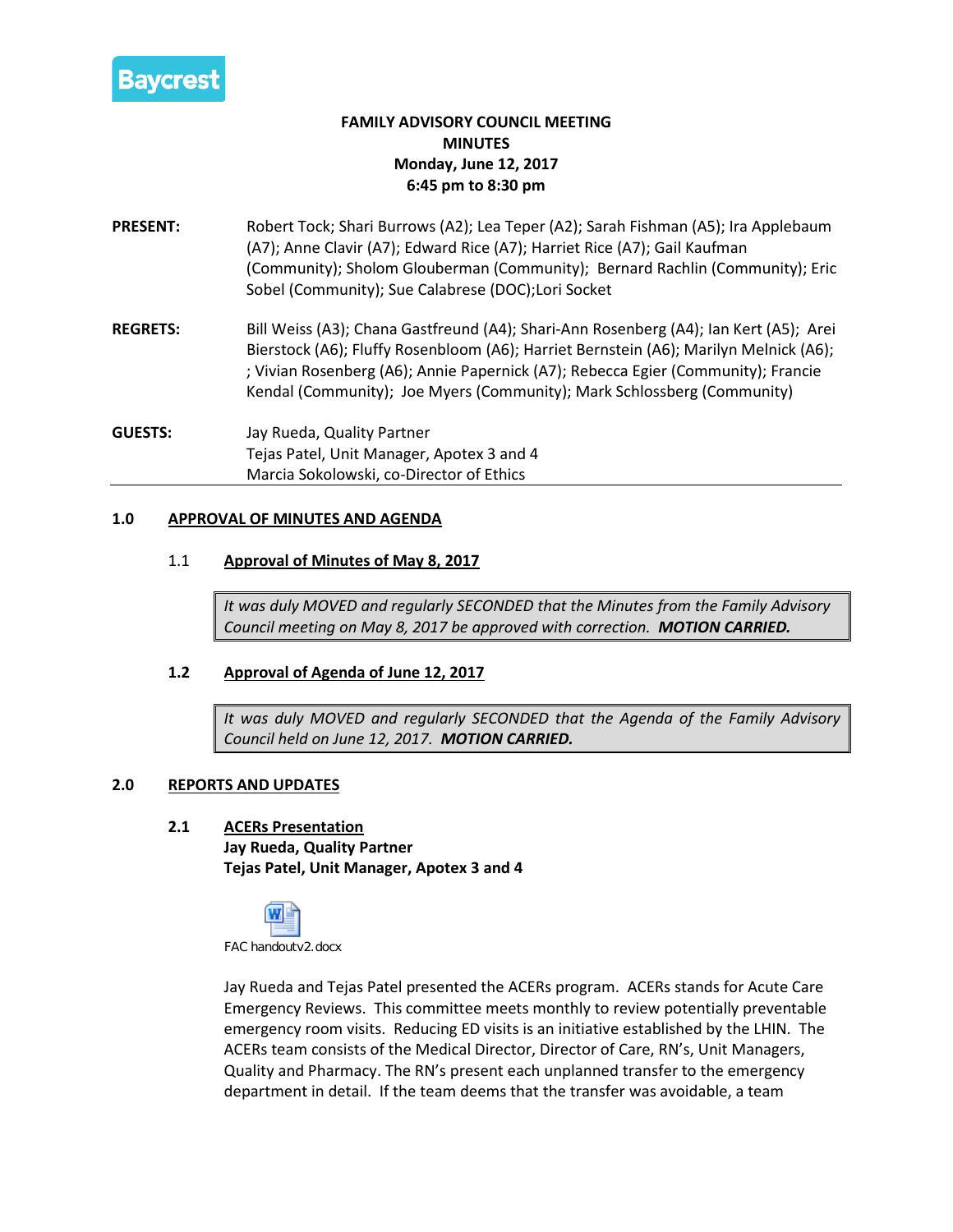Baycrest

# FAMILY ADVISORY COUNCIL MEETING
## MINUTES
**Monday, June 12, 2017**
**6:45 pm to 8:30 pm**

**PRESENT:** Robert Tock; Shari Burrows (A2); Lea Teper (A2); Sarah Fishman (A5); Ira Applebaum (A7); Anne Clavir (A7); Edward Rice (A7); Harriet Rice (A7); Gail Kaufman (Community); Sholom Glouberman (Community); Bernard Rachlin (Community); Eric Sobel (Community); Sue Calabrese (DOC);Lori Socket

**REGRETS:** Bill Weiss (A3); Chana Gastfreund (A4); Shari-Ann Rosenberg (A4); Ian Kert (A5); Arei Bierstock (A6); Fluffy Rosenbloom (A6); Harriet Bernstein (A6); Marilyn Melnick (A6); ; Vivian Rosenberg (A6); Annie Papernick (A7); Rebecca Egier (Community); Francie Kendal (Community); Joe Myers (Community); Mark Schlossberg (Community)

**GUESTS:** Jay Rueda, Quality Partner
Tejas Patel, Unit Manager, Apotex 3 and 4
Marcia Sokolowski, co-Director of Ethics

---

### 1.0 APPROVAL OF MINUTES AND AGENDA

#### 1.1 Approval of Minutes of May 8, 2017

*It was duly MOVED and regularly SECONDED that the Minutes from the Family Advisory Council meeting on May 8, 2017 be approved with correction.* ***MOTION CARRIED.***

#### 1.2 Approval of Agenda of June 12, 2017

*It was duly MOVED and regularly SECONDED that the Agenda of the Family Advisory Council held on June 12, 2017.* ***MOTION CARRIED.***

### 2.0 REPORTS AND UPDATES

#### 2.1 ACERs Presentation
**Jay Rueda, Quality Partner**
**Tejas Patel, Unit Manager, Apotex 3 and 4**

FAC handoutv2.docx

Jay Rueda and Tejas Patel presented the ACERs program. ACERs stands for Acute Care Emergency Reviews. This committee meets monthly to review potentially preventable emergency room visits. Reducing ED visits is an initiative established by the LHIN. The ACERs team consists of the Medical Director, Director of Care, RN's, Unit Managers, Quality and Pharmacy. The RN's present each unplanned transfer to the emergency department in detail. If the team deems that the transfer was avoidable, a team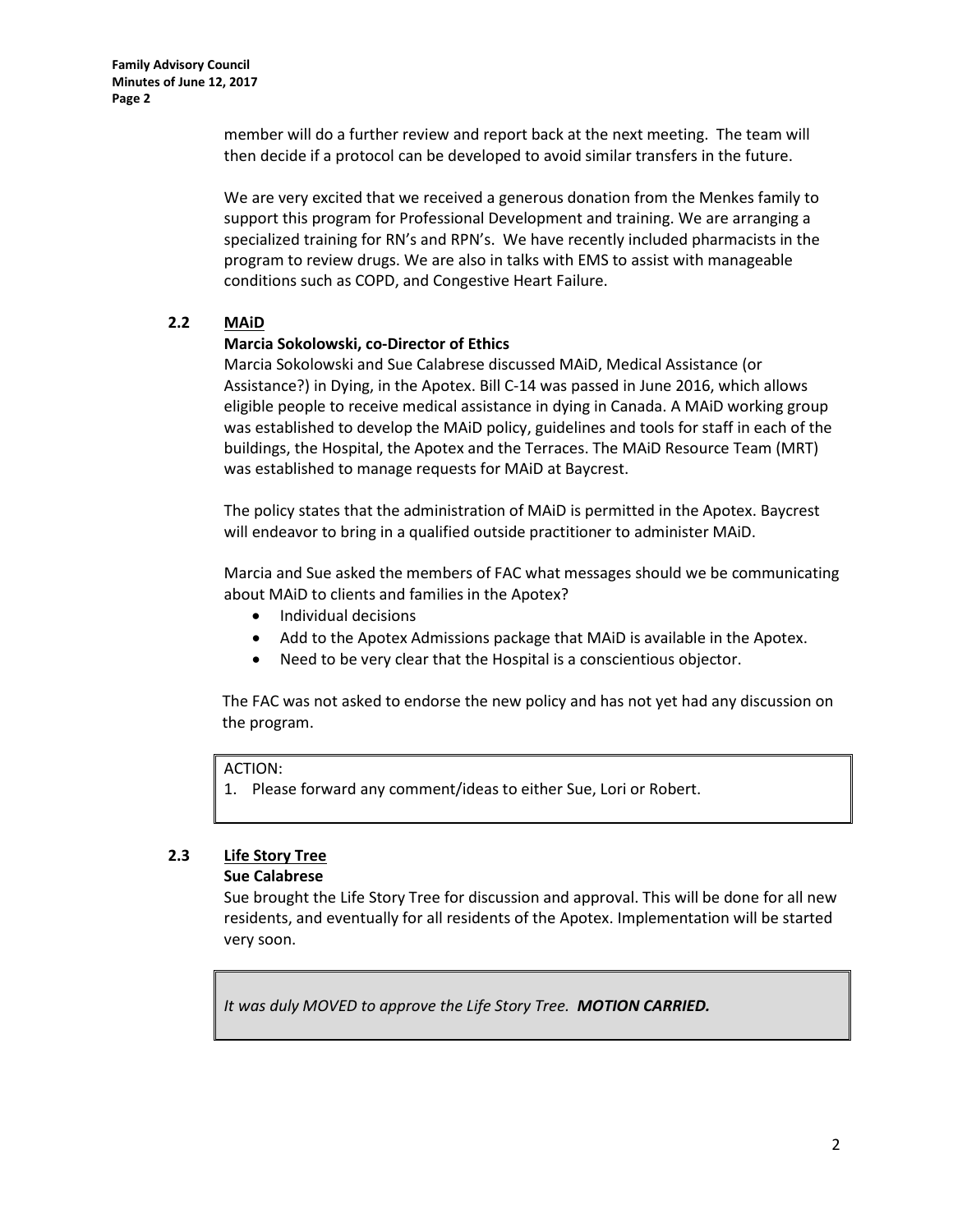member will do a further review and report back at the next meeting. The team will then decide if a protocol can be developed to avoid similar transfers in the future.

We are very excited that we received a generous donation from the Menkes family to support this program for Professional Development and training. We are arranging a specialized training for RN's and RPN's. We have recently included pharmacists in the program to review drugs. We are also in talks with EMS to assist with manageable conditions such as COPD, and Congestive Heart Failure.

### 2.2 MAiD

**Marcia Sokolowski, co-Director of Ethics**

Marcia Sokolowski and Sue Calabrese discussed MAiD, Medical Assistance (or Assistance?) in Dying, in the Apotex. Bill C-14 was passed in June 2016, which allows eligible people to receive medical assistance in dying in Canada. A MAiD working group was established to develop the MAiD policy, guidelines and tools for staff in each of the buildings, the Hospital, the Apotex and the Terraces. The MAiD Resource Team (MRT) was established to manage requests for MAiD at Baycrest.

The policy states that the administration of MAiD is permitted in the Apotex. Baycrest will endeavor to bring in a qualified outside practitioner to administer MAiD.

Marcia and Sue asked the members of FAC what messages should we be communicating about MAiD to clients and families in the Apotex?

- Individual decisions
- Add to the Apotex Admissions package that MAiD is available in the Apotex.
- Need to be very clear that the Hospital is a conscientious objector.

The FAC was not asked to endorse the new policy and has not yet had any discussion on the program.

ACTION:
1. Please forward any comment/ideas to either Sue, Lori or Robert.

### 2.3 Life Story Tree

**Sue Calabrese**

Sue brought the Life Story Tree for discussion and approval. This will be done for all new residents, and eventually for all residents of the Apotex. Implementation will be started very soon.

*It was duly MOVED to approve the Life Story Tree.* ***MOTION CARRIED.***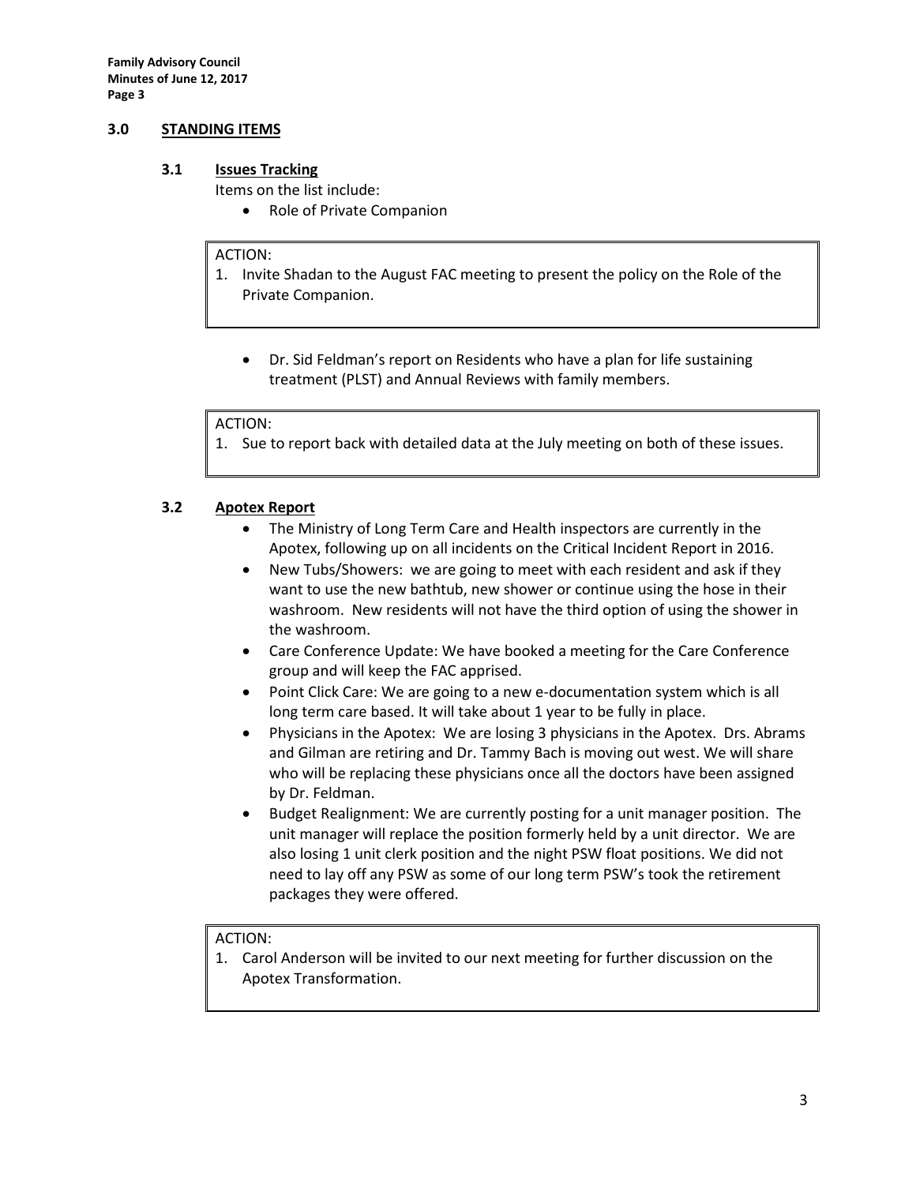## 3.0 STANDING ITEMS

### 3.1 Issues Tracking

Items on the list include:

- Role of Private Companion

> ACTION:
> 1. Invite Shadan to the August FAC meeting to present the policy on the Role of the Private Companion.

- Dr. Sid Feldman's report on Residents who have a plan for life sustaining treatment (PLST) and Annual Reviews with family members.

> ACTION:
> 1. Sue to report back with detailed data at the July meeting on both of these issues.

### 3.2 Apotex Report

- The Ministry of Long Term Care and Health inspectors are currently in the Apotex, following up on all incidents on the Critical Incident Report in 2016.
- New Tubs/Showers: we are going to meet with each resident and ask if they want to use the new bathtub, new shower or continue using the hose in their washroom. New residents will not have the third option of using the shower in the washroom.
- Care Conference Update: We have booked a meeting for the Care Conference group and will keep the FAC apprised.
- Point Click Care: We are going to a new e-documentation system which is all long term care based. It will take about 1 year to be fully in place.
- Physicians in the Apotex: We are losing 3 physicians in the Apotex. Drs. Abrams and Gilman are retiring and Dr. Tammy Bach is moving out west. We will share who will be replacing these physicians once all the doctors have been assigned by Dr. Feldman.
- Budget Realignment: We are currently posting for a unit manager position. The unit manager will replace the position formerly held by a unit director. We are also losing 1 unit clerk position and the night PSW float positions. We did not need to lay off any PSW as some of our long term PSW's took the retirement packages they were offered.

> ACTION:
> 1. Carol Anderson will be invited to our next meeting for further discussion on the Apotex Transformation.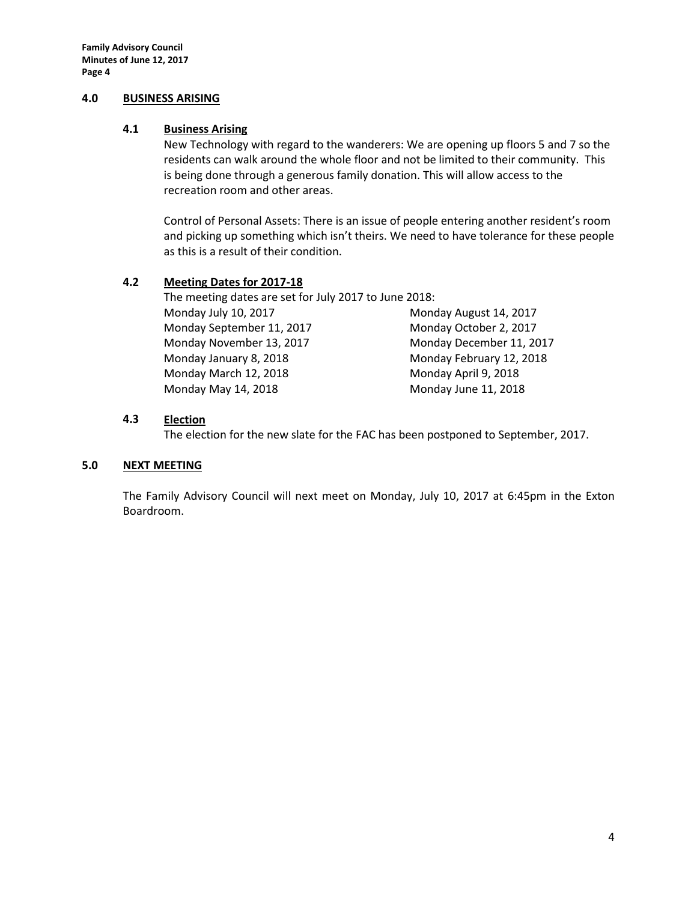## 4.0 BUSINESS ARISING

### 4.1 Business Arising

New Technology with regard to the wanderers: We are opening up floors 5 and 7 so the residents can walk around the whole floor and not be limited to their community. This is being done through a generous family donation. This will allow access to the recreation room and other areas.

Control of Personal Assets: There is an issue of people entering another resident's room and picking up something which isn't theirs. We need to have tolerance for these people as this is a result of their condition.

### 4.2 Meeting Dates for 2017-18

The meeting dates are set for July 2017 to June 2018:

Monday July 10, 2017
Monday August 14, 2017
Monday September 11, 2017
Monday October 2, 2017
Monday November 13, 2017
Monday December 11, 2017
Monday January 8, 2018
Monday February 12, 2018
Monday March 12, 2018
Monday April 9, 2018
Monday May 14, 2018
Monday June 11, 2018

### 4.3 Election

The election for the new slate for the FAC has been postponed to September, 2017.

## 5.0 NEXT MEETING

The Family Advisory Council will next meet on Monday, July 10, 2017 at 6:45pm in the Exton Boardroom.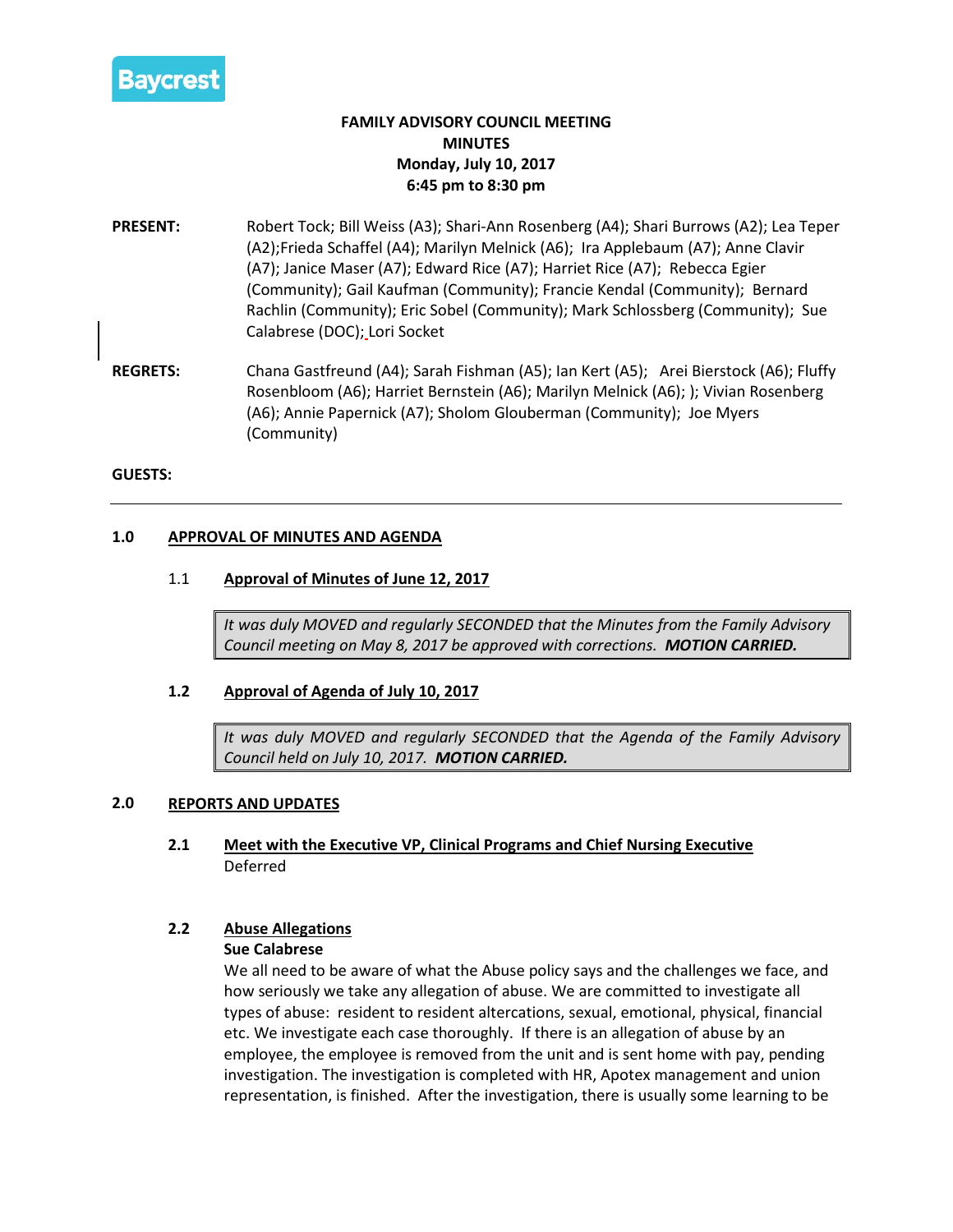Baycrest

**FAMILY ADVISORY COUNCIL MEETING**
**MINUTES**
**Monday, July 10, 2017**
**6:45 pm to 8:30 pm**

**PRESENT:** Robert Tock; Bill Weiss (A3); Shari-Ann Rosenberg (A4); Shari Burrows (A2); Lea Teper (A2);Frieda Schaffel (A4); Marilyn Melnick (A6); Ira Applebaum (A7); Anne Clavir (A7); Janice Maser (A7); Edward Rice (A7); Harriet Rice (A7); Rebecca Egier (Community); Gail Kaufman (Community); Francie Kendal (Community); Bernard Rachlin (Community); Eric Sobel (Community); Mark Schlossberg (Community); Sue Calabrese (DOC); Lori Socket

**REGRETS:** Chana Gastfreund (A4); Sarah Fishman (A5); Ian Kert (A5); Arei Bierstock (A6); Fluffy Rosenbloom (A6); Harriet Bernstein (A6); Marilyn Melnick (A6); ); Vivian Rosenberg (A6); Annie Papernick (A7); Sholom Glouberman (Community); Joe Myers (Community)

**GUESTS:**

---

## 1.0 APPROVAL OF MINUTES AND AGENDA

### 1.1 Approval of Minutes of June 12, 2017

> *It was duly MOVED and regularly SECONDED that the Minutes from the Family Advisory Council meeting on May 8, 2017 be approved with corrections.* ***MOTION CARRIED.***

### 1.2 Approval of Agenda of July 10, 2017

> *It was duly MOVED and regularly SECONDED that the Agenda of the Family Advisory Council held on July 10, 2017.* ***MOTION CARRIED.***

## 2.0 REPORTS AND UPDATES

### 2.1 Meet with the Executive VP, Clinical Programs and Chief Nursing Executive

Deferred

### 2.2 Abuse Allegations

**Sue Calabrese**

We all need to be aware of what the Abuse policy says and the challenges we face, and how seriously we take any allegation of abuse. We are committed to investigate all types of abuse: resident to resident altercations, sexual, emotional, physical, financial etc. We investigate each case thoroughly. If there is an allegation of abuse by an employee, the employee is removed from the unit and is sent home with pay, pending investigation. The investigation is completed with HR, Apotex management and union representation, is finished. After the investigation, there is usually some learning to be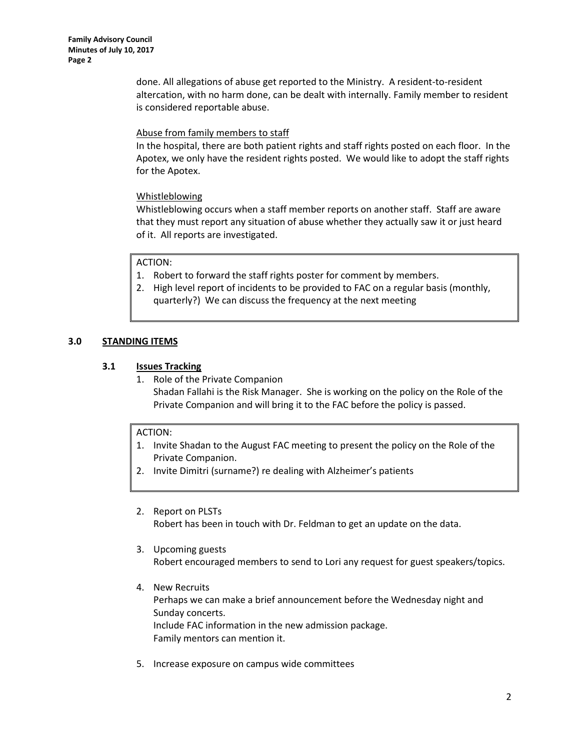done. All allegations of abuse get reported to the Ministry. A resident-to-resident altercation, with no harm done, can be dealt with internally. Family member to resident is considered reportable abuse.

<u>Abuse from family members to staff</u>

In the hospital, there are both patient rights and staff rights posted on each floor. In the Apotex, we only have the resident rights posted. We would like to adopt the staff rights for the Apotex.

<u>Whistleblowing</u>

Whistleblowing occurs when a staff member reports on another staff. Staff are aware that they must report any situation of abuse whether they actually saw it or just heard of it. All reports are investigated.

> ACTION:
> 1. Robert to forward the staff rights poster for comment by members.
> 2. High level report of incidents to be provided to FAC on a regular basis (monthly, quarterly?) We can discuss the frequency at the next meeting

## 3.0 STANDING ITEMS

### 3.1 Issues Tracking

1. Role of the Private Companion
   Shadan Fallahi is the Risk Manager. She is working on the policy on the Role of the Private Companion and will bring it to the FAC before the policy is passed.

> ACTION:
> 1. Invite Shadan to the August FAC meeting to present the policy on the Role of the Private Companion.
> 2. Invite Dimitri (surname?) re dealing with Alzheimer's patients

2. Report on PLSTs
   Robert has been in touch with Dr. Feldman to get an update on the data.

3. Upcoming guests
   Robert encouraged members to send to Lori any request for guest speakers/topics.

4. New Recruits
   Perhaps we can make a brief announcement before the Wednesday night and Sunday concerts.
   Include FAC information in the new admission package.
   Family mentors can mention it.

5. Increase exposure on campus wide committees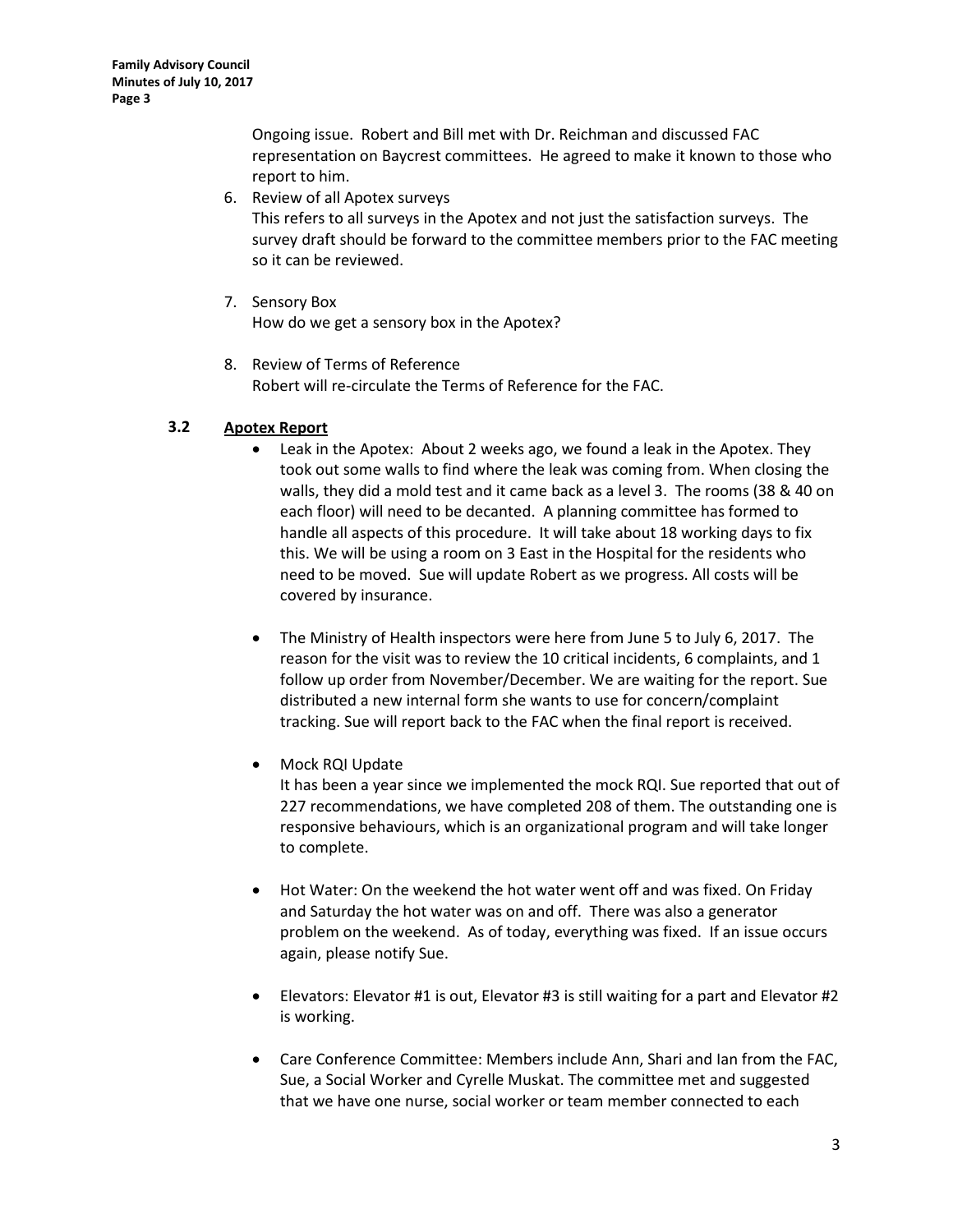Ongoing issue. Robert and Bill met with Dr. Reichman and discussed FAC representation on Baycrest committees. He agreed to make it known to those who report to him.

6. Review of all Apotex surveys
   This refers to all surveys in the Apotex and not just the satisfaction surveys. The survey draft should be forward to the committee members prior to the FAC meeting so it can be reviewed.

7. Sensory Box
   How do we get a sensory box in the Apotex?

8. Review of Terms of Reference
   Robert will re-circulate the Terms of Reference for the FAC.

### 3.2 Apotex Report

- Leak in the Apotex: About 2 weeks ago, we found a leak in the Apotex. They took out some walls to find where the leak was coming from. When closing the walls, they did a mold test and it came back as a level 3. The rooms (38 & 40 on each floor) will need to be decanted. A planning committee has formed to handle all aspects of this procedure. It will take about 18 working days to fix this. We will be using a room on 3 East in the Hospital for the residents who need to be moved. Sue will update Robert as we progress. All costs will be covered by insurance.

- The Ministry of Health inspectors were here from June 5 to July 6, 2017. The reason for the visit was to review the 10 critical incidents, 6 complaints, and 1 follow up order from November/December. We are waiting for the report. Sue distributed a new internal form she wants to use for concern/complaint tracking. Sue will report back to the FAC when the final report is received.

- Mock RQI Update
  It has been a year since we implemented the mock RQI. Sue reported that out of 227 recommendations, we have completed 208 of them. The outstanding one is responsive behaviours, which is an organizational program and will take longer to complete.

- Hot Water: On the weekend the hot water went off and was fixed. On Friday and Saturday the hot water was on and off. There was also a generator problem on the weekend. As of today, everything was fixed. If an issue occurs again, please notify Sue.

- Elevators: Elevator #1 is out, Elevator #3 is still waiting for a part and Elevator #2 is working.

- Care Conference Committee: Members include Ann, Shari and Ian from the FAC, Sue, a Social Worker and Cyrelle Muskat. The committee met and suggested that we have one nurse, social worker or team member connected to each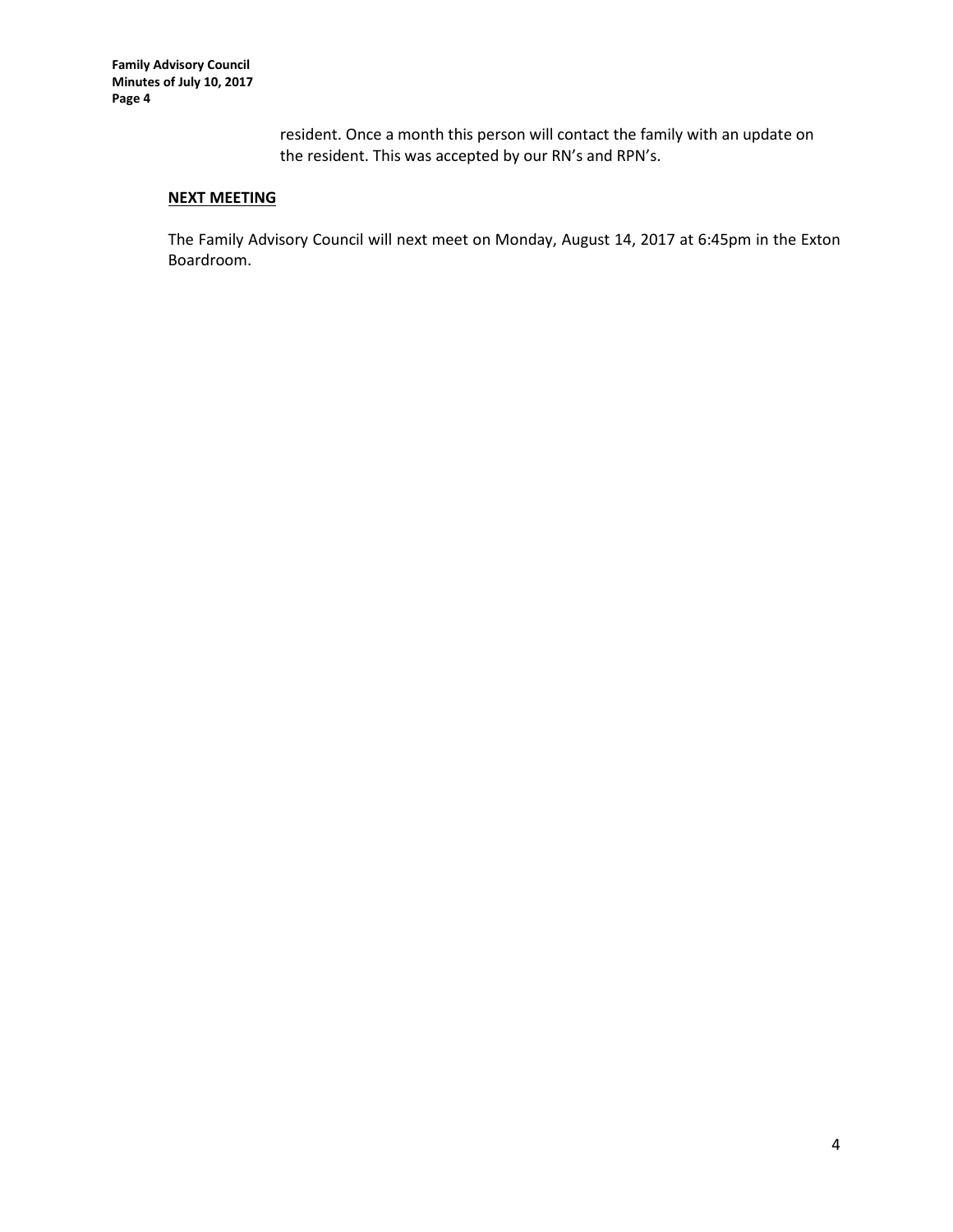resident. Once a month this person will contact the family with an update on the resident. This was accepted by our RN's and RPN's.

**NEXT MEETING**

The Family Advisory Council will next meet on Monday, August 14, 2017 at 6:45pm in the Exton Boardroom.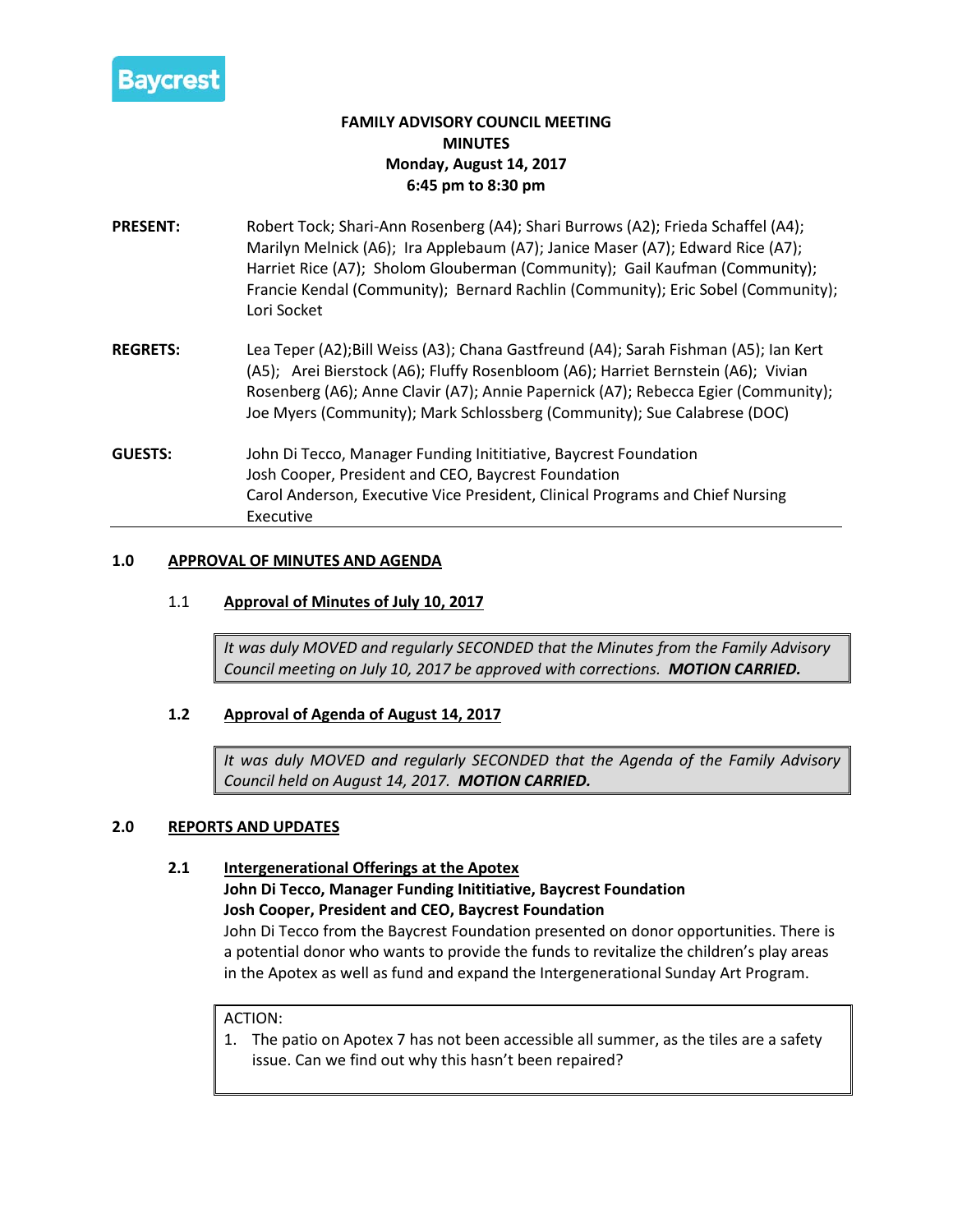Baycrest

**FAMILY ADVISORY COUNCIL MEETING**
**MINUTES**
**Monday, August 14, 2017**
**6:45 pm to 8:30 pm**

| | |
|---|---|
| **PRESENT:** | Robert Tock; Shari-Ann Rosenberg (A4); Shari Burrows (A2); Frieda Schaffel (A4); Marilyn Melnick (A6); Ira Applebaum (A7); Janice Maser (A7); Edward Rice (A7); Harriet Rice (A7); Sholom Glouberman (Community); Gail Kaufman (Community); Francie Kendal (Community); Bernard Rachlin (Community); Eric Sobel (Community); Lori Socket |
| **REGRETS:** | Lea Teper (A2);Bill Weiss (A3); Chana Gastfreund (A4); Sarah Fishman (A5); Ian Kert (A5); Arei Bierstock (A6); Fluffy Rosenbloom (A6); Harriet Bernstein (A6); Vivian Rosenberg (A6); Anne Clavir (A7); Annie Papernick (A7); Rebecca Egier (Community); Joe Myers (Community); Mark Schlossberg (Community); Sue Calabrese (DOC) |
| **GUESTS:** | John Di Tecco, Manager Funding Inititiative, Baycrest Foundation<br>Josh Cooper, President and CEO, Baycrest Foundation<br>Carol Anderson, Executive Vice President, Clinical Programs and Chief Nursing Executive |

## 1.0 APPROVAL OF MINUTES AND AGENDA

### 1.1 Approval of Minutes of July 10, 2017

> *It was duly MOVED and regularly SECONDED that the Minutes from the Family Advisory Council meeting on July 10, 2017 be approved with corrections.* ***MOTION CARRIED.***

### 1.2 Approval of Agenda of August 14, 2017

> *It was duly MOVED and regularly SECONDED that the Agenda of the Family Advisory Council held on August 14, 2017.* ***MOTION CARRIED.***

## 2.0 REPORTS AND UPDATES

### 2.1 Intergenerational Offerings at the Apotex

**John Di Tecco, Manager Funding Inititiative, Baycrest Foundation**
**Josh Cooper, President and CEO, Baycrest Foundation**

John Di Tecco from the Baycrest Foundation presented on donor opportunities. There is a potential donor who wants to provide the funds to revitalize the children's play areas in the Apotex as well as fund and expand the Intergenerational Sunday Art Program.

> ACTION:
> 1. The patio on Apotex 7 has not been accessible all summer, as the tiles are a safety issue. Can we find out why this hasn't been repaired?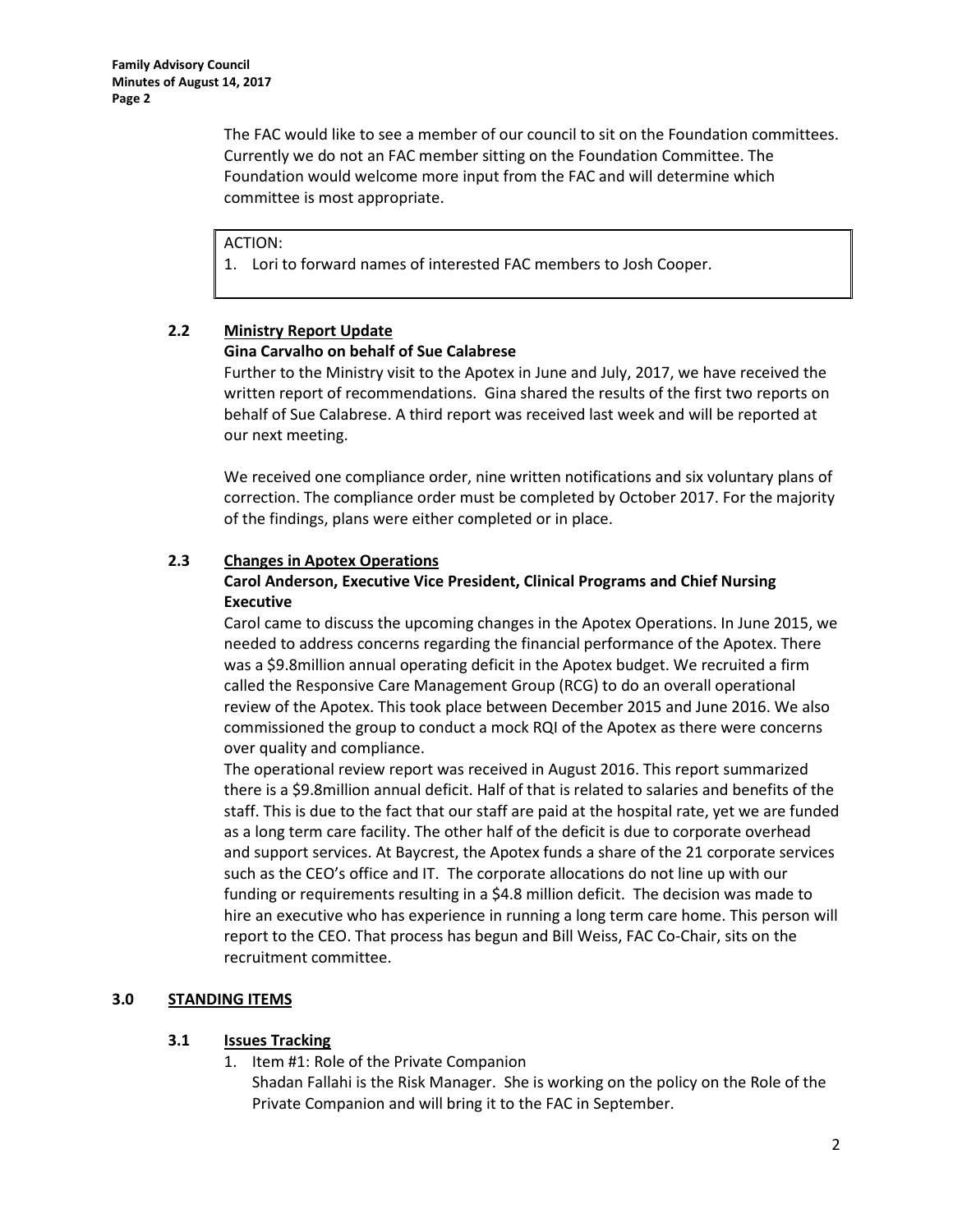The FAC would like to see a member of our council to sit on the Foundation committees. Currently we do not an FAC member sitting on the Foundation Committee. The Foundation would welcome more input from the FAC and will determine which committee is most appropriate.

ACTION:
1. Lori to forward names of interested FAC members to Josh Cooper.

### 2.2 Ministry Report Update

**Gina Carvalho on behalf of Sue Calabrese**

Further to the Ministry visit to the Apotex in June and July, 2017, we have received the written report of recommendations. Gina shared the results of the first two reports on behalf of Sue Calabrese. A third report was received last week and will be reported at our next meeting.

We received one compliance order, nine written notifications and six voluntary plans of correction. The compliance order must be completed by October 2017. For the majority of the findings, plans were either completed or in place.

### 2.3 Changes in Apotex Operations

**Carol Anderson, Executive Vice President, Clinical Programs and Chief Nursing Executive**

Carol came to discuss the upcoming changes in the Apotex Operations. In June 2015, we needed to address concerns regarding the financial performance of the Apotex. There was a $9.8million annual operating deficit in the Apotex budget. We recruited a firm called the Responsive Care Management Group (RCG) to do an overall operational review of the Apotex. This took place between December 2015 and June 2016. We also commissioned the group to conduct a mock RQI of the Apotex as there were concerns over quality and compliance.

The operational review report was received in August 2016. This report summarized there is a $9.8million annual deficit. Half of that is related to salaries and benefits of the staff. This is due to the fact that our staff are paid at the hospital rate, yet we are funded as a long term care facility. The other half of the deficit is due to corporate overhead and support services. At Baycrest, the Apotex funds a share of the 21 corporate services such as the CEO's office and IT. The corporate allocations do not line up with our funding or requirements resulting in a $4.8 million deficit. The decision was made to hire an executive who has experience in running a long term care home. This person will report to the CEO. That process has begun and Bill Weiss, FAC Co-Chair, sits on the recruitment committee.

## 3.0 STANDING ITEMS

### 3.1 Issues Tracking

1. Item #1: Role of the Private Companion
   Shadan Fallahi is the Risk Manager. She is working on the policy on the Role of the Private Companion and will bring it to the FAC in September.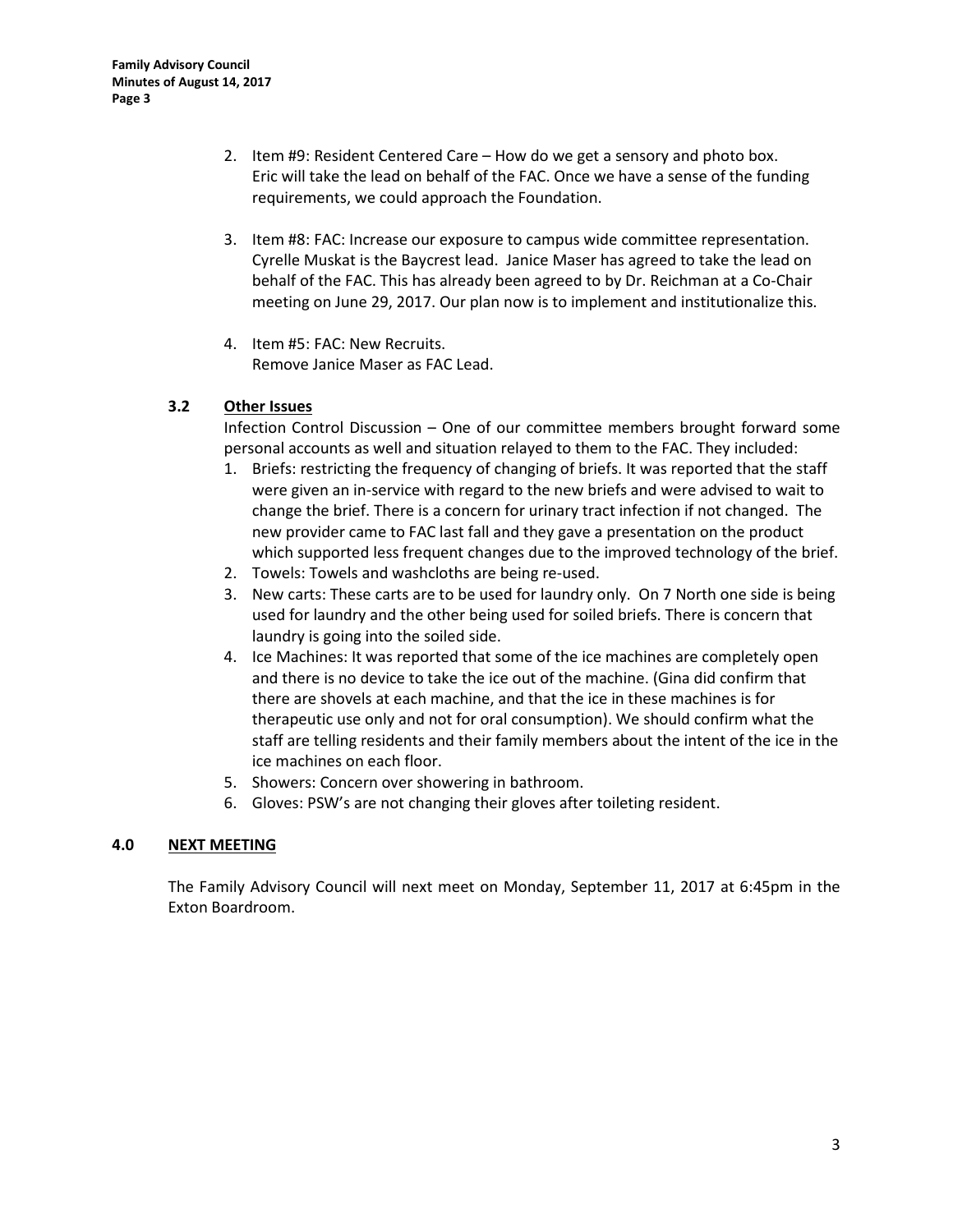2. Item #9: Resident Centered Care – How do we get a sensory and photo box. Eric will take the lead on behalf of the FAC. Once we have a sense of the funding requirements, we could approach the Foundation.

3. Item #8: FAC: Increase our exposure to campus wide committee representation. Cyrelle Muskat is the Baycrest lead. Janice Maser has agreed to take the lead on behalf of the FAC. This has already been agreed to by Dr. Reichman at a Co-Chair meeting on June 29, 2017. Our plan now is to implement and institutionalize this.

4. Item #5: FAC: New Recruits. Remove Janice Maser as FAC Lead.

### 3.2 Other Issues

Infection Control Discussion – One of our committee members brought forward some personal accounts as well and situation relayed to them to the FAC. They included:

1. Briefs: restricting the frequency of changing of briefs. It was reported that the staff were given an in-service with regard to the new briefs and were advised to wait to change the brief. There is a concern for urinary tract infection if not changed. The new provider came to FAC last fall and they gave a presentation on the product which supported less frequent changes due to the improved technology of the brief.
2. Towels: Towels and washcloths are being re-used.
3. New carts: These carts are to be used for laundry only. On 7 North one side is being used for laundry and the other being used for soiled briefs. There is concern that laundry is going into the soiled side.
4. Ice Machines: It was reported that some of the ice machines are completely open and there is no device to take the ice out of the machine. (Gina did confirm that there are shovels at each machine, and that the ice in these machines is for therapeutic use only and not for oral consumption). We should confirm what the staff are telling residents and their family members about the intent of the ice in the ice machines on each floor.
5. Showers: Concern over showering in bathroom.
6. Gloves: PSW's are not changing their gloves after toileting resident.

## 4.0 NEXT MEETING

The Family Advisory Council will next meet on Monday, September 11, 2017 at 6:45pm in the Exton Boardroom.